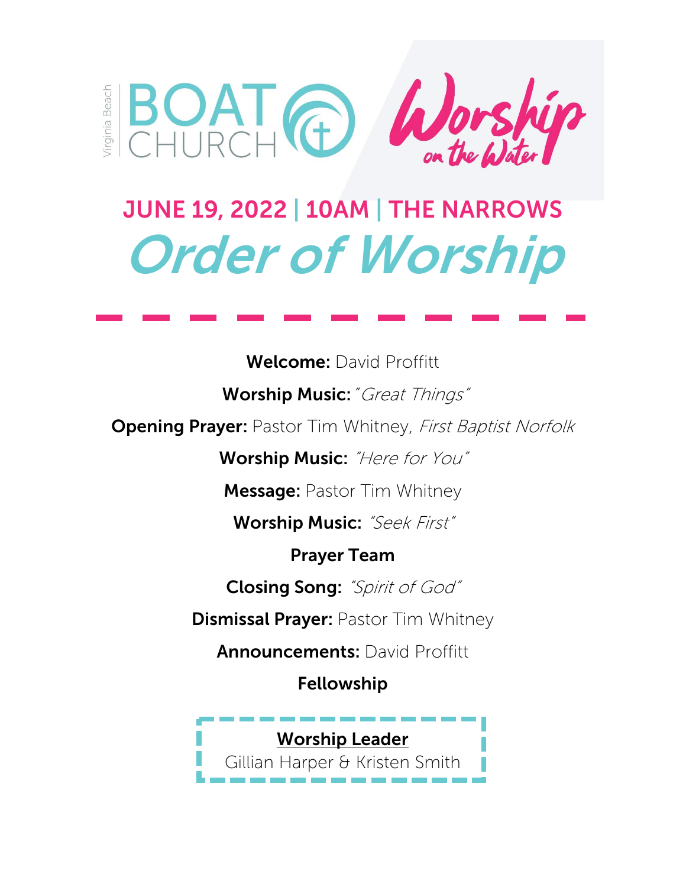Virginia Beach BOAT CHURCH

*Worship on the Water*

## JUNE 19, 2022 | 10AM | THE NARROWS

# *Order of Worship*

**Welcome:** David Proffitt

**Worship Music:** *"Great Things"*

**Opening Prayer:** Pastor Tim Whitney, *First Baptist Norfolk*

**Worship Music:** *"Here for You"*

**Message:** Pastor Tim Whitney

**Worship Music:** *"Seek First"*

**Prayer Team**

**Closing Song:** *"Spirit of God"*

**Dismissal Prayer:** Pastor Tim Whitney

**Announcements:** David Proffitt

**Fellowship**

**Worship Leader**
Gillian Harper & Kristen Smith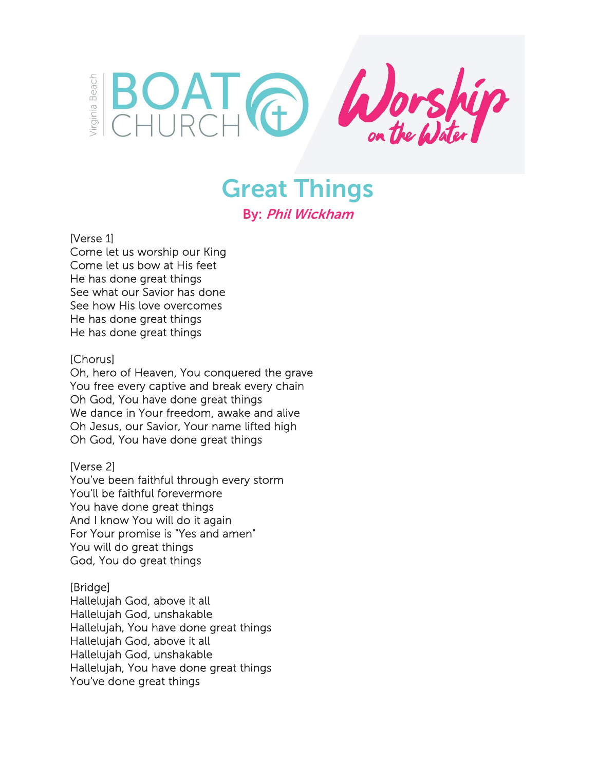# Great Things

**By:** ***Phil Wickham***

[Verse 1]
Come let us worship our King
Come let us bow at His feet
He has done great things
See what our Savior has done
See how His love overcomes
He has done great things
He has done great things

[Chorus]
Oh, hero of Heaven, You conquered the grave
You free every captive and break every chain
Oh God, You have done great things
We dance in Your freedom, awake and alive
Oh Jesus, our Savior, Your name lifted high
Oh God, You have done great things

[Verse 2]
You've been faithful through every storm
You'll be faithful forevermore
You have done great things
And I know You will do it again
For Your promise is "Yes and amen"
You will do great things
God, You do great things

[Bridge]
Hallelujah God, above it all
Hallelujah God, unshakable
Hallelujah, You have done great things
Hallelujah God, above it all
Hallelujah God, unshakable
Hallelujah, You have done great things
You've done great things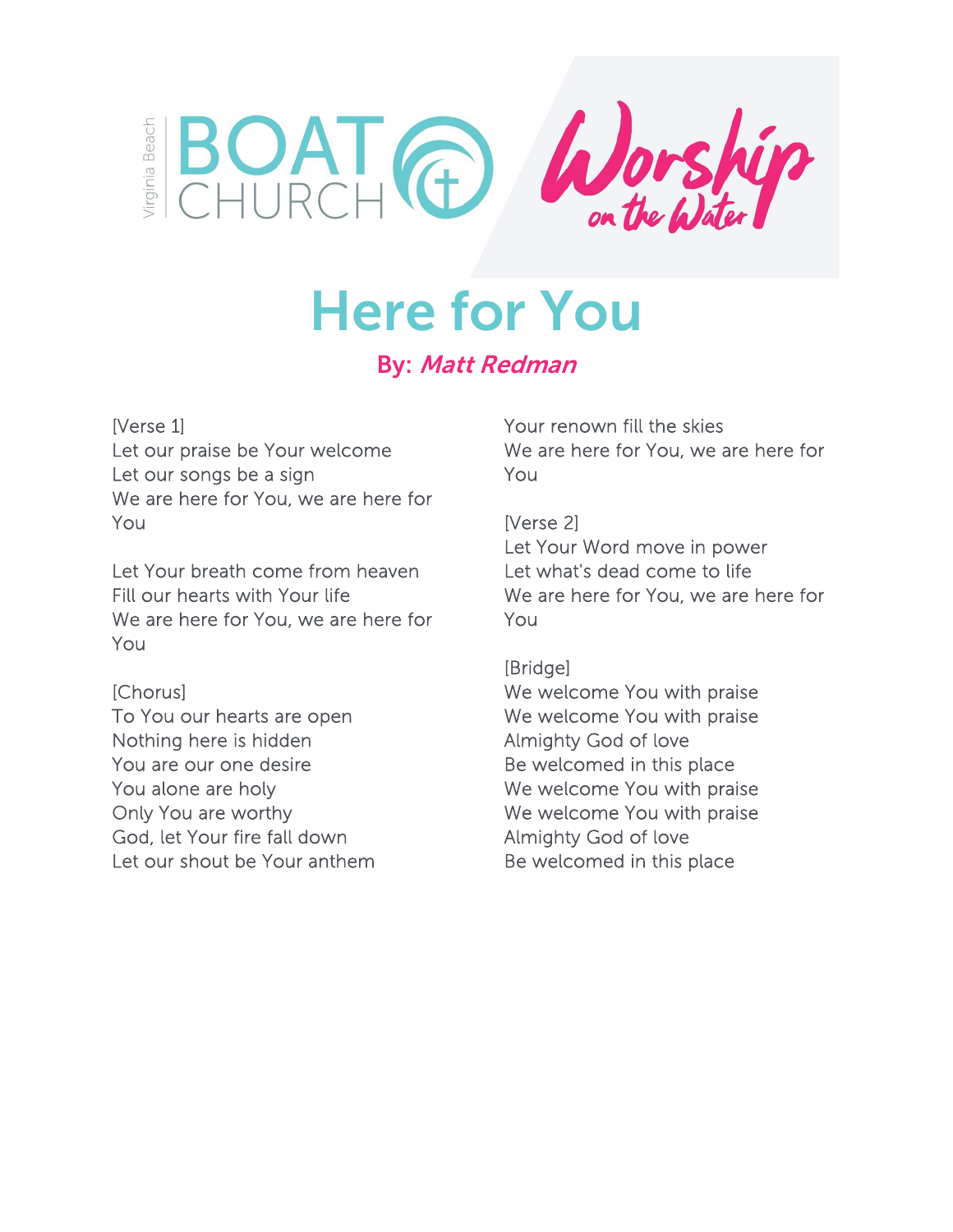Virginia Beach BOAT CHURCH

Worship on the Water

# Here for You

**By:** ***Matt Redman***

[Verse 1]
Let our praise be Your welcome
Let our songs be a sign
We are here for You, we are here for You

Let Your breath come from heaven
Fill our hearts with Your life
We are here for You, we are here for You

[Chorus]
To You our hearts are open
Nothing here is hidden
You are our one desire
You alone are holy
Only You are worthy
God, let Your fire fall down
Let our shout be Your anthem
Your renown fill the skies
We are here for You, we are here for You

[Verse 2]
Let Your Word move in power
Let what's dead come to life
We are here for You, we are here for You

[Bridge]
We welcome You with praise
We welcome You with praise
Almighty God of love
Be welcomed in this place
We welcome You with praise
We welcome You with praise
Almighty God of love
Be welcomed in this place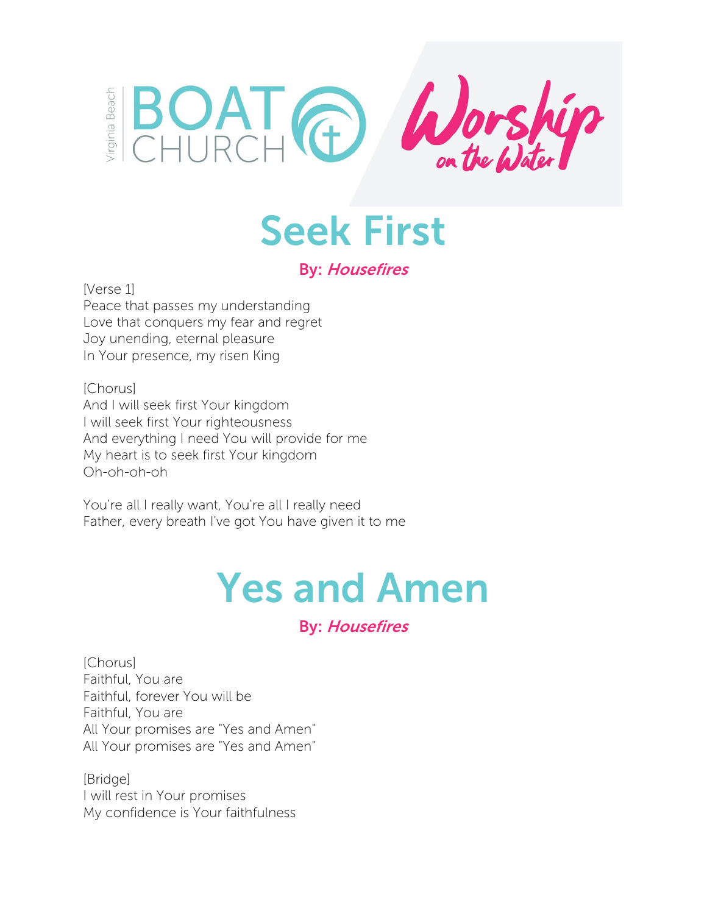# Seek First

**By:** ***Housefires***

[Verse 1]
Peace that passes my understanding
Love that conquers my fear and regret
Joy unending, eternal pleasure
In Your presence, my risen King

[Chorus]
And I will seek first Your kingdom
I will seek first Your righteousness
And everything I need You will provide for me
My heart is to seek first Your kingdom
Oh-oh-oh-oh

You're all I really want, You're all I really need
Father, every breath I've got You have given it to me

# Yes and Amen

**By:** ***Housefires***

[Chorus]
Faithful, You are
Faithful, forever You will be
Faithful, You are
All Your promises are "Yes and Amen"
All Your promises are "Yes and Amen"

[Bridge]
I will rest in Your promises
My confidence is Your faithfulness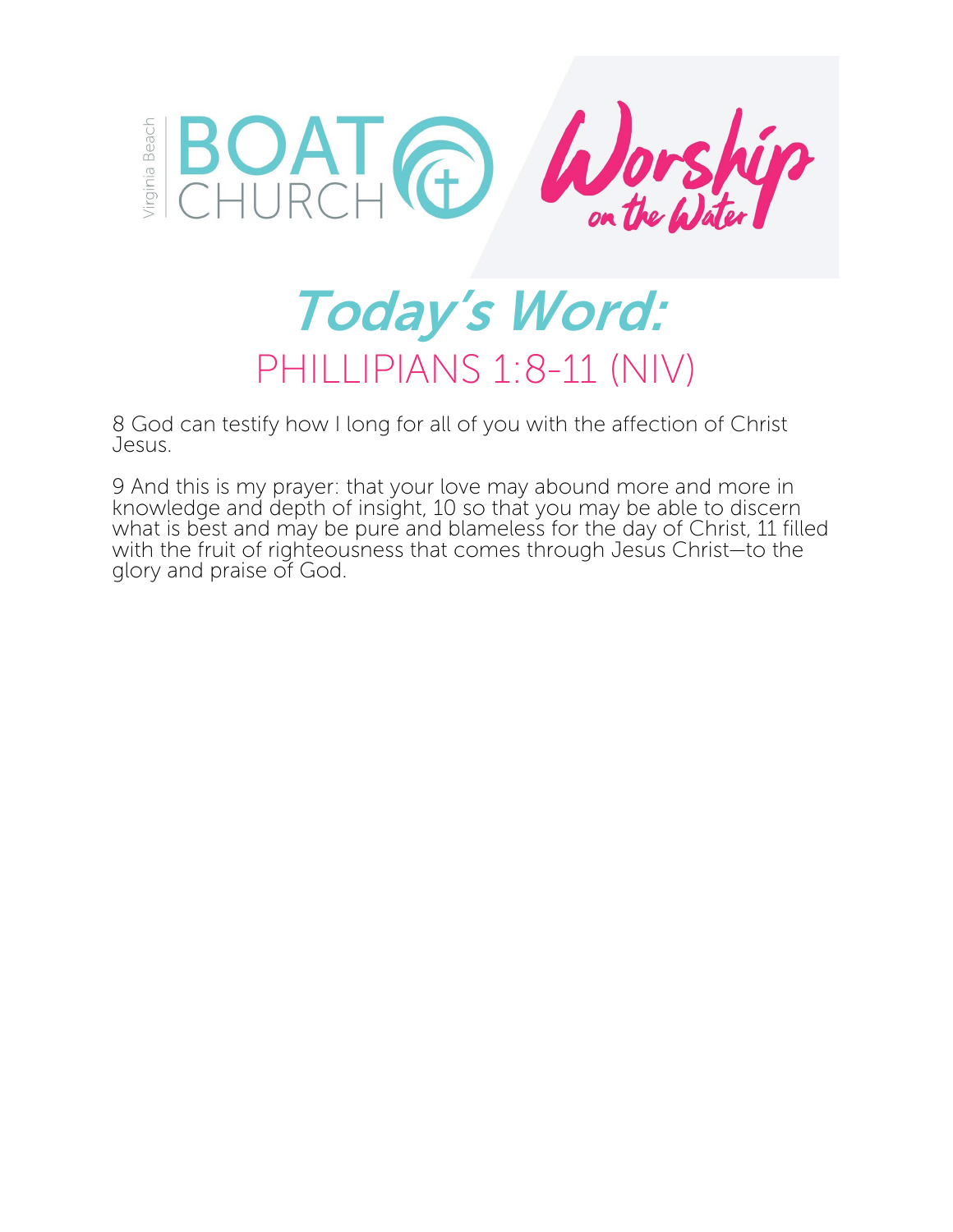Virginia Beach BOAT CHURCH

Worship on the Water

# Today's Word:

## PHILLIPIANS 1:8-11 (NIV)

8 God can testify how I long for all of you with the affection of Christ Jesus.

9 And this is my prayer: that your love may abound more and more in knowledge and depth of insight, 10 so that you may be able to discern what is best and may be pure and blameless for the day of Christ, 11 filled with the fruit of righteousness that comes through Jesus Christ—to the glory and praise of God.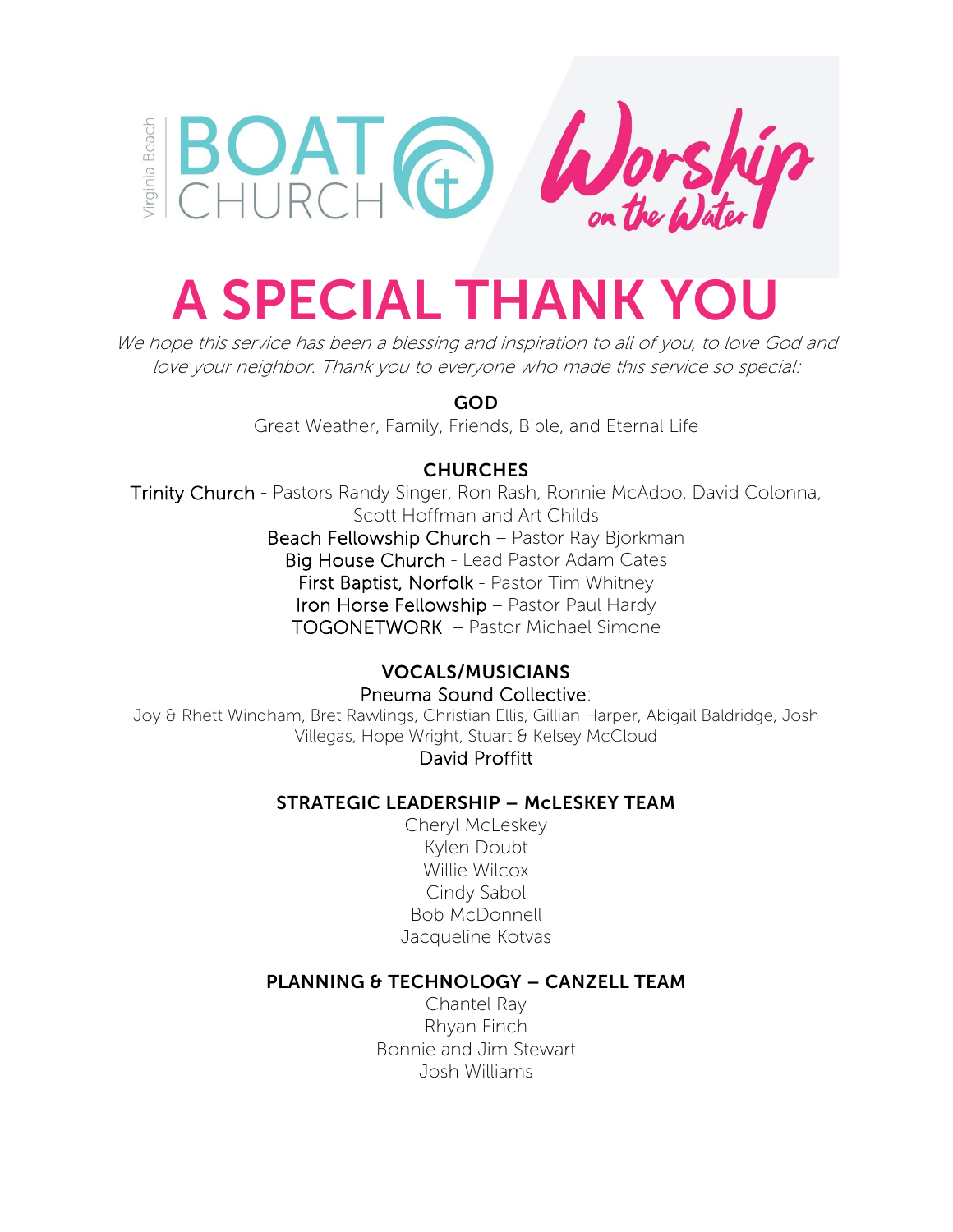Virginia Beach BOAT CHURCH

*Worship on the Water*

# A SPECIAL THANK YOU

*We hope this service has been a blessing and inspiration to all of you, to love God and love your neighbor. Thank you to everyone who made this service so special:*

**GOD**

Great Weather, Family, Friends, Bible, and Eternal Life

**CHURCHES**

Trinity Church - Pastors Randy Singer, Ron Rash, Ronnie McAdoo, David Colonna, Scott Hoffman and Art Childs
Beach Fellowship Church – Pastor Ray Bjorkman
Big House Church - Lead Pastor Adam Cates
First Baptist, Norfolk - Pastor Tim Whitney
Iron Horse Fellowship – Pastor Paul Hardy
TOGONETWORK – Pastor Michael Simone

**VOCALS/MUSICIANS**

Pneuma Sound Collective:
Joy & Rhett Windham, Bret Rawlings, Christian Ellis, Gillian Harper, Abigail Baldridge, Josh Villegas, Hope Wright, Stuart & Kelsey McCloud
David Proffitt

**STRATEGIC LEADERSHIP – McLESKEY TEAM**

Cheryl McLeskey
Kylen Doubt
Willie Wilcox
Cindy Sabol
Bob McDonnell
Jacqueline Kotvas

**PLANNING & TECHNOLOGY – CANZELL TEAM**

Chantel Ray
Rhyan Finch
Bonnie and Jim Stewart
Josh Williams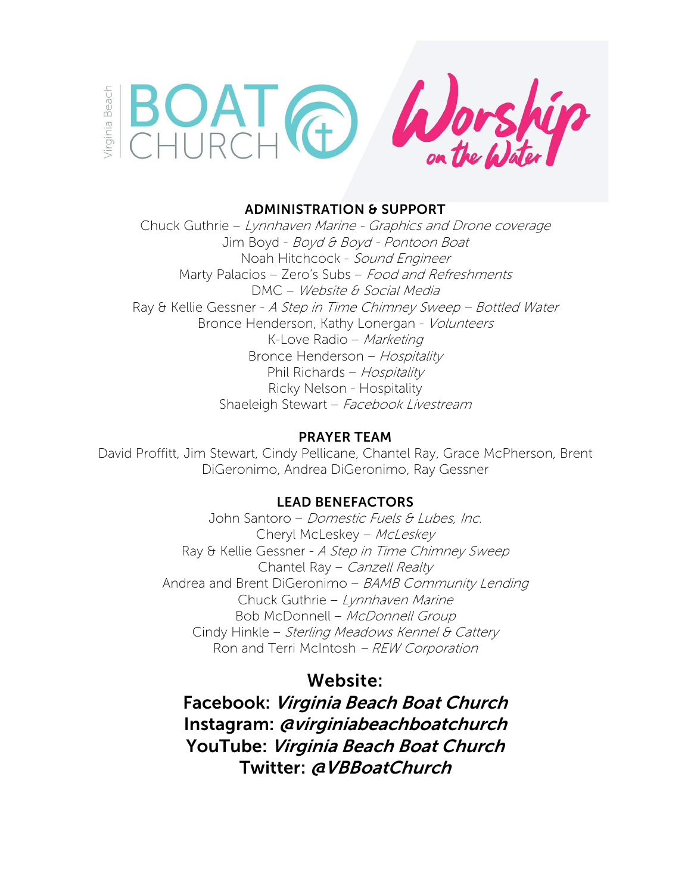Virginia Beach BOAT CHURCH

Worship on the Water

## ADMINISTRATION & SUPPORT

Chuck Guthrie – *Lynnhaven Marine - Graphics and Drone coverage*
Jim Boyd - *Boyd & Boyd - Pontoon Boat*
Noah Hitchcock - *Sound Engineer*
Marty Palacios – Zero's Subs – *Food and Refreshments*
DMC – *Website & Social Media*
Ray & Kellie Gessner - *A Step in Time Chimney Sweep – Bottled Water*
Bronce Henderson, Kathy Lonergan - *Volunteers*
K-Love Radio – *Marketing*
Bronce Henderson – *Hospitality*
Phil Richards – *Hospitality*
Ricky Nelson - Hospitality
Shaeleigh Stewart – *Facebook Livestream*

## PRAYER TEAM

David Proffitt, Jim Stewart, Cindy Pellicane, Chantel Ray, Grace McPherson, Brent DiGeronimo, Andrea DiGeronimo, Ray Gessner

## LEAD BENEFACTORS

John Santoro – *Domestic Fuels & Lubes, Inc.*
Cheryl McLeskey – *McLeskey*
Ray & Kellie Gessner - *A Step in Time Chimney Sweep*
Chantel Ray – *Canzell Realty*
Andrea and Brent DiGeronimo – *BAMB Community Lending*
Chuck Guthrie – *Lynnhaven Marine*
Bob McDonnell – *McDonnell Group*
Cindy Hinkle – *Sterling Meadows Kennel & Cattery*
Ron and Terri McIntosh – *REW Corporation*

**Website:**
**Facebook:** ***Virginia Beach Boat Church***
**Instagram:** ***@virginiabeachboatchurch***
**YouTube:** ***Virginia Beach Boat Church***
**Twitter:** ***@VBBoatChurch***